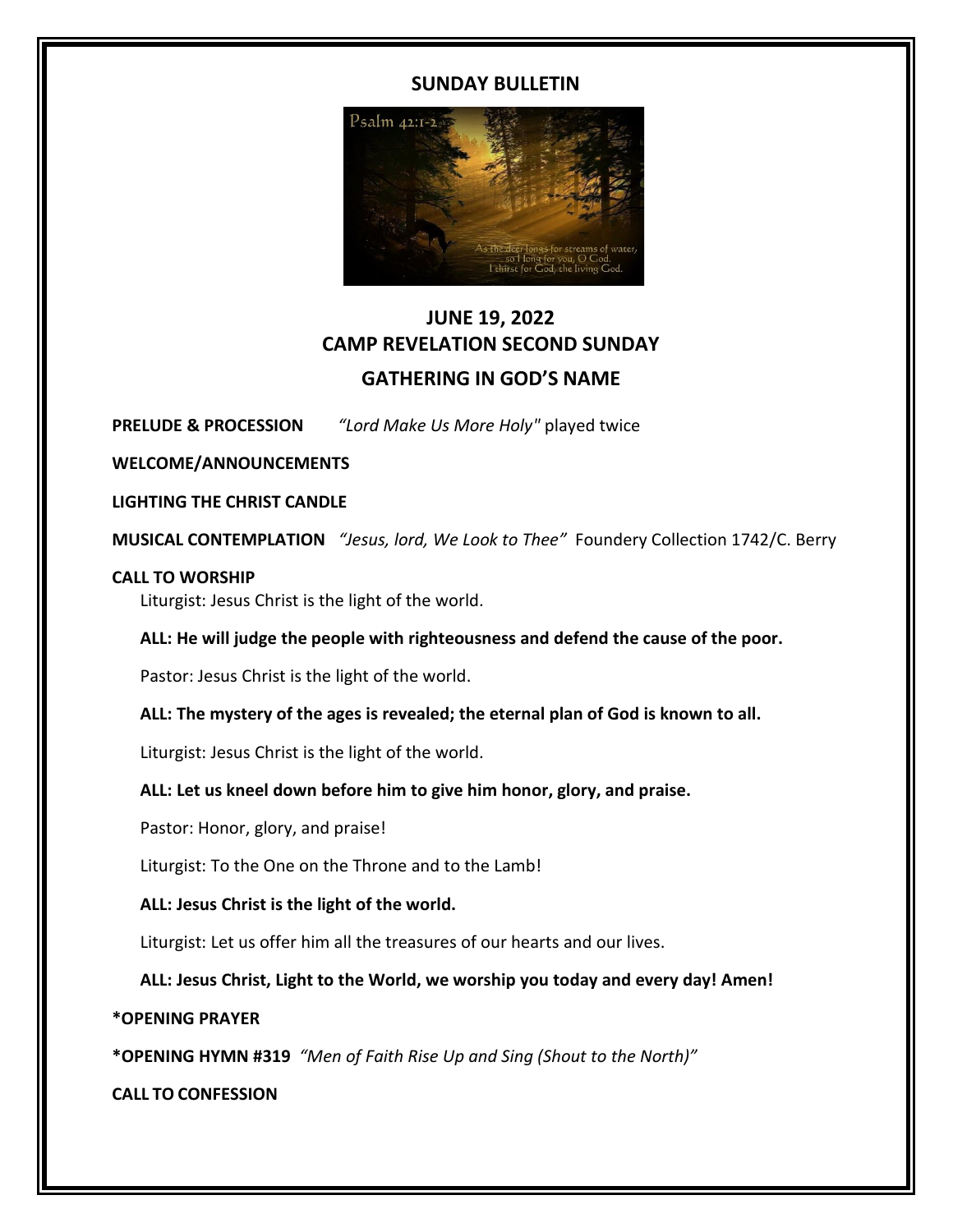# SUNDAY BULLETIN

## JUNE 19, 2022
## CAMP REVELATION SECOND SUNDAY

## GATHERING IN GOD'S NAME

**PRELUDE & PROCESSION** *"Lord Make Us More Holy"* played twice

**WELCOME/ANNOUNCEMENTS**

**LIGHTING THE CHRIST CANDLE**

**MUSICAL CONTEMPLATION** *"Jesus, lord, We Look to Thee"* Foundery Collection 1742/C. Berry

**CALL TO WORSHIP**

Liturgist: Jesus Christ is the light of the world.

**ALL: He will judge the people with righteousness and defend the cause of the poor.**

Pastor: Jesus Christ is the light of the world.

**ALL: The mystery of the ages is revealed; the eternal plan of God is known to all.**

Liturgist: Jesus Christ is the light of the world.

**ALL: Let us kneel down before him to give him honor, glory, and praise.**

Pastor: Honor, glory, and praise!

Liturgist: To the One on the Throne and to the Lamb!

**ALL: Jesus Christ is the light of the world.**

Liturgist: Let us offer him all the treasures of our hearts and our lives.

**ALL: Jesus Christ, Light to the World, we worship you today and every day! Amen!**

**\*OPENING PRAYER**

**\*OPENING HYMN #319** *"Men of Faith Rise Up and Sing (Shout to the North)"*

**CALL TO CONFESSION**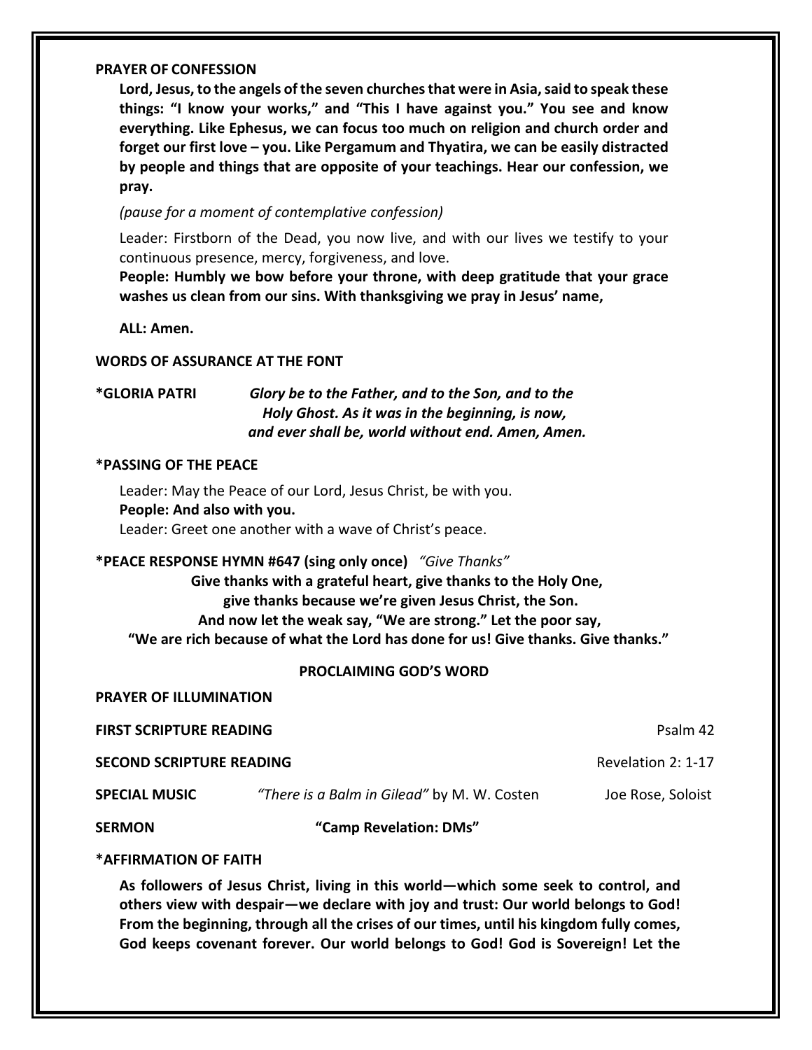**PRAYER OF CONFESSION**

**Lord, Jesus, to the angels of the seven churches that were in Asia, said to speak these things: "I know your works," and "This I have against you." You see and know everything. Like Ephesus, we can focus too much on religion and church order and forget our first love – you. Like Pergamum and Thyatira, we can be easily distracted by people and things that are opposite of your teachings. Hear our confession, we pray.**

*(pause for a moment of contemplative confession)*

Leader: Firstborn of the Dead, you now live, and with our lives we testify to your continuous presence, mercy, forgiveness, and love.
**People: Humbly we bow before your throne, with deep gratitude that your grace washes us clean from our sins. With thanksgiving we pray in Jesus' name,**

**ALL: Amen.**

**WORDS OF ASSURANCE AT THE FONT**

**\*GLORIA PATRI** ***Glory be to the Father, and to the Son, and to the Holy Ghost. As it was in the beginning, is now, and ever shall be, world without end. Amen, Amen.***

**\*PASSING OF THE PEACE**

Leader: May the Peace of our Lord, Jesus Christ, be with you.
**People: And also with you.**
Leader: Greet one another with a wave of Christ's peace.

**\*PEACE RESPONSE HYMN #647 (sing only once)** *"Give Thanks"*

**Give thanks with a grateful heart, give thanks to the Holy One,**
**give thanks because we're given Jesus Christ, the Son.**
**And now let the weak say, "We are strong." Let the poor say,**
**"We are rich because of what the Lord has done for us! Give thanks. Give thanks."**

## PROCLAIMING GOD'S WORD

**PRAYER OF ILLUMINATION**

**FIRST SCRIPTURE READING** Psalm 42

**SECOND SCRIPTURE READING** Revelation 2: 1-17

**SPECIAL MUSIC** *"There is a Balm in Gilead"* by M. W. Costen — Joe Rose, Soloist

**SERMON** **"Camp Revelation: DMs"**

**\*AFFIRMATION OF FAITH**

**As followers of Jesus Christ, living in this world—which some seek to control, and others view with despair—we declare with joy and trust: Our world belongs to God! From the beginning, through all the crises of our times, until his kingdom fully comes, God keeps covenant forever. Our world belongs to God! God is Sovereign! Let the**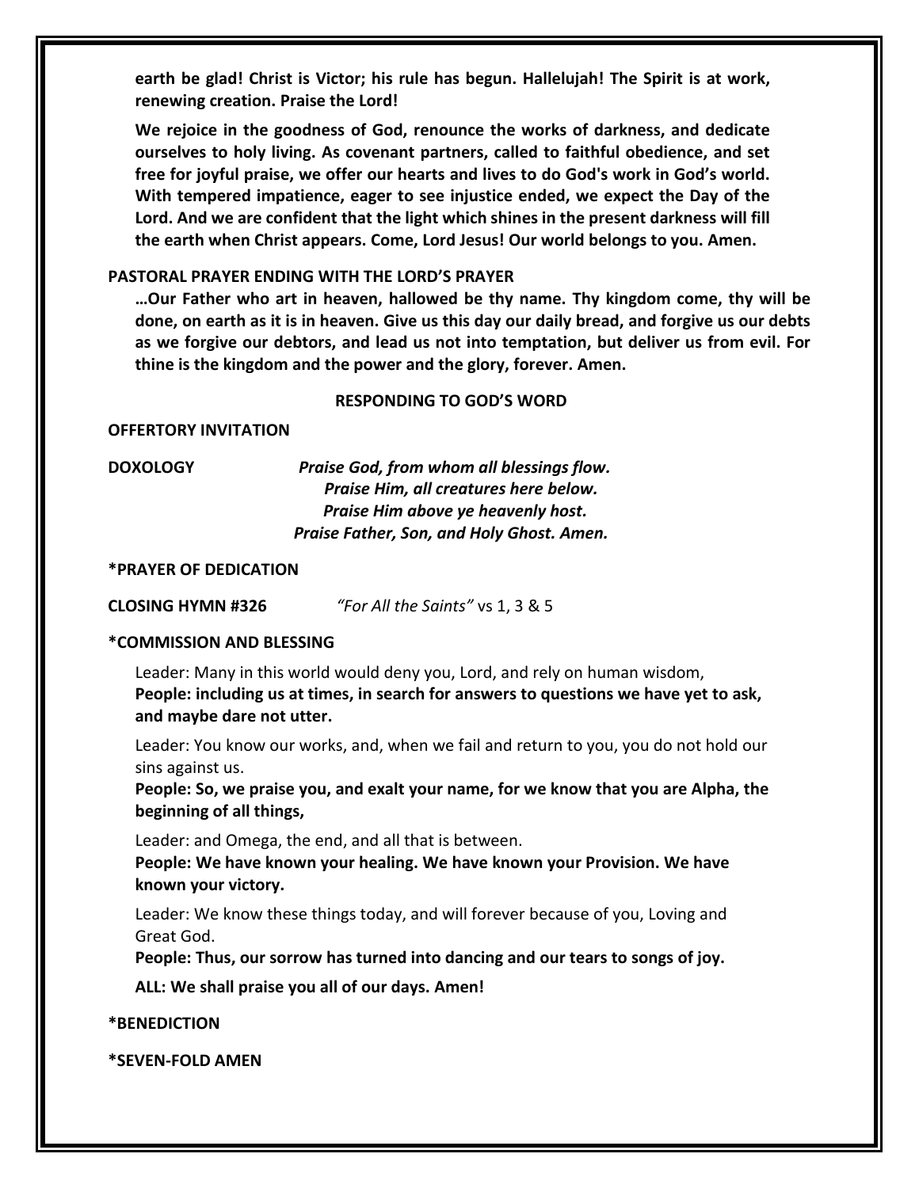**earth be glad! Christ is Victor; his rule has begun. Hallelujah! The Spirit is at work, renewing creation. Praise the Lord!**

**We rejoice in the goodness of God, renounce the works of darkness, and dedicate ourselves to holy living. As covenant partners, called to faithful obedience, and set free for joyful praise, we offer our hearts and lives to do God's work in God's world. With tempered impatience, eager to see injustice ended, we expect the Day of the Lord. And we are confident that the light which shines in the present darkness will fill the earth when Christ appears. Come, Lord Jesus! Our world belongs to you. Amen.**

**PASTORAL PRAYER ENDING WITH THE LORD'S PRAYER**

**…Our Father who art in heaven, hallowed be thy name. Thy kingdom come, thy will be done, on earth as it is in heaven. Give us this day our daily bread, and forgive us our debts as we forgive our debtors, and lead us not into temptation, but deliver us from evil. For thine is the kingdom and the power and the glory, forever. Amen.**

**RESPONDING TO GOD'S WORD**

**OFFERTORY INVITATION**

**DOXOLOGY** ***Praise God, from whom all blessings flow.***
***Praise Him, all creatures here below.***
***Praise Him above ye heavenly host.***
***Praise Father, Son, and Holy Ghost. Amen.***

**\*PRAYER OF DEDICATION**

**CLOSING HYMN #326** *"For All the Saints"* vs 1, 3 & 5

**\*COMMISSION AND BLESSING**

Leader: Many in this world would deny you, Lord, and rely on human wisdom,
**People: including us at times, in search for answers to questions we have yet to ask, and maybe dare not utter.**

Leader: You know our works, and, when we fail and return to you, you do not hold our sins against us.
**People: So, we praise you, and exalt your name, for we know that you are Alpha, the beginning of all things,**

Leader: and Omega, the end, and all that is between.
**People: We have known your healing. We have known your Provision. We have known your victory.**

Leader: We know these things today, and will forever because of you, Loving and Great God.
**People: Thus, our sorrow has turned into dancing and our tears to songs of joy.**

**ALL: We shall praise you all of our days. Amen!**

**\*BENEDICTION**

**\*SEVEN-FOLD AMEN**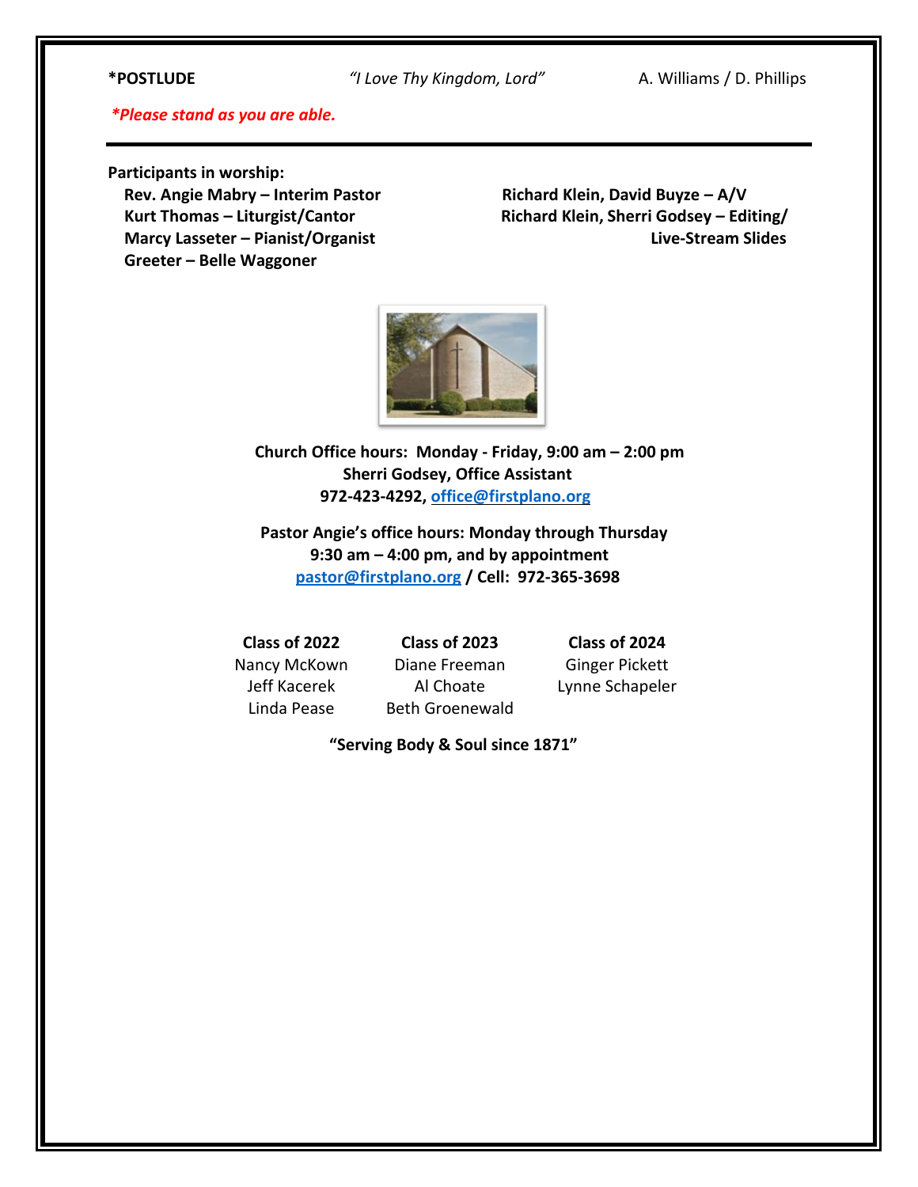**\*POSTLUDE** *"I Love Thy Kingdom, Lord"* A. Williams / D. Phillips

*\*Please stand as you are able.*

---

**Participants in worship:**

**Rev. Angie Mabry – Interim Pastor**
**Kurt Thomas – Liturgist/Cantor**
**Marcy Lasseter – Pianist/Organist**
**Greeter – Belle Waggoner**

**Richard Klein, David Buyze – A/V**
**Richard Klein, Sherri Godsey – Editing/ Live-Stream Slides**

**Church Office hours: Monday - Friday, 9:00 am – 2:00 pm**
**Sherri Godsey, Office Assistant**
**972-423-4292, office@firstplano.org**

**Pastor Angie's office hours: Monday through Thursday**
**9:30 am – 4:00 pm, and by appointment**
**pastor@firstplano.org / Cell: 972-365-3698**

| Class of 2022 | Class of 2023 | Class of 2024 |
|---|---|---|
| Nancy McKown | Diane Freeman | Ginger Pickett |
| Jeff Kacerek | Al Choate | Lynne Schapeler |
| Linda Pease | Beth Groenewald | |

**"Serving Body & Soul since 1871"**